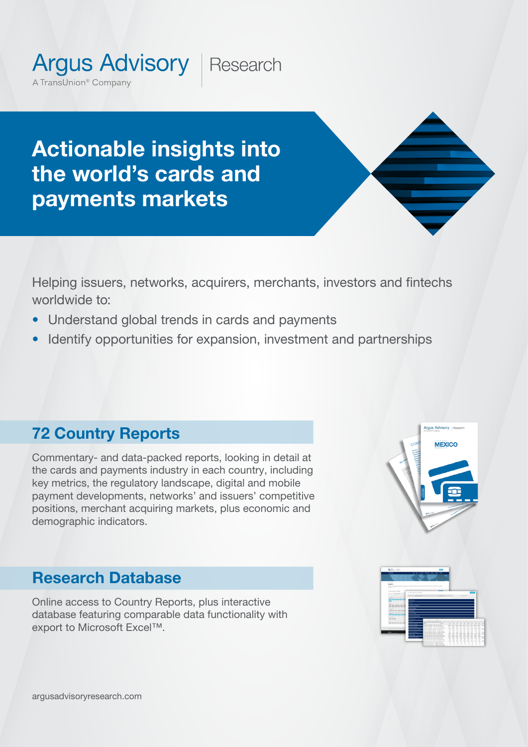Argus Advisory | Research

A TransUnion® Company

# Actionable insights into the world's cards and payments markets

Helping issuers, networks, acquirers, merchants, investors and fintechs worldwide to:

- Understand global trends in cards and payments
- Identify opportunities for expansion, investment and partnerships

## 72 Country Reports

Commentary- and data-packed reports, looking in detail at the cards and payments industry in each country, including key metrics, the regulatory landscape, digital and mobile payment developments, networks' and issuers' competitive positions, merchant acquiring markets, plus economic and demographic indicators.

## Research Database

Online access to Country Reports, plus interactive database featuring comparable data functionality with export to Microsoft Excel™.

argusadvisoryresearch.com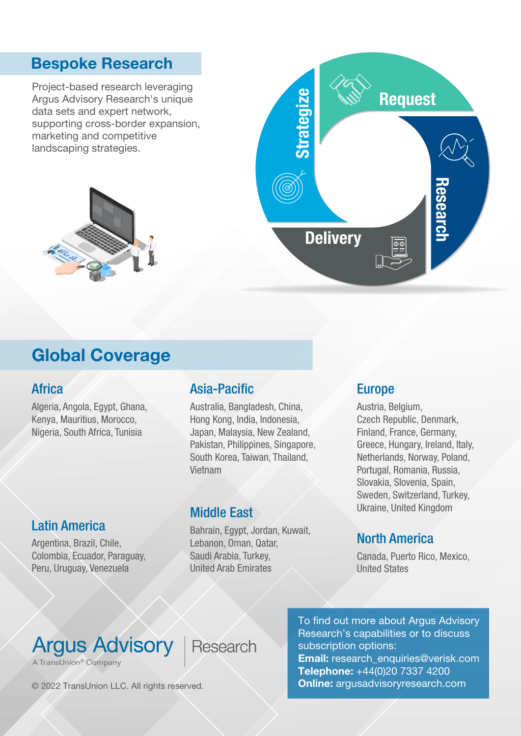## Bespoke Research

Project-based research leveraging Argus Advisory Research's unique data sets and expert network, supporting cross-border expansion, marketing and competitive landscaping strategies.

Request
Research
Delivery
Strategize

## Global Coverage

### Africa

Algeria, Angola, Egypt, Ghana, Kenya, Mauritius, Morocco, Nigeria, South Africa, Tunisia

### Asia-Pacific

Australia, Bangladesh, China, Hong Kong, India, Indonesia, Japan, Malaysia, New Zealand, Pakistan, Philippines, Singapore, South Korea, Taiwan, Thailand, Vietnam

### Europe

Austria, Belgium, Czech Republic, Denmark, Finland, France, Germany, Greece, Hungary, Ireland, Italy, Netherlands, Norway, Poland, Portugal, Romania, Russia, Slovakia, Slovenia, Spain, Sweden, Switzerland, Turkey, Ukraine, United Kingdom

### Latin America

Argentina, Brazil, Chile, Colombia, Ecuador, Paraguay, Peru, Uruguay, Venezuela

### Middle East

Bahrain, Egypt, Jordan, Kuwait, Lebanon, Oman, Qatar, Saudi Arabia, Turkey, United Arab Emirates

### North America

Canada, Puerto Rico, Mexico, United States

Argus Advisory | Research
A TransUnion® Company

© 2022 TransUnion LLC. All rights reserved.

To find out more about Argus Advisory Research's capabilities or to discuss subscription options:
**Email:** research_enquiries@verisk.com
**Telephone:** +44(0)20 7337 4200
**Online:** argusadvisoryresearch.com